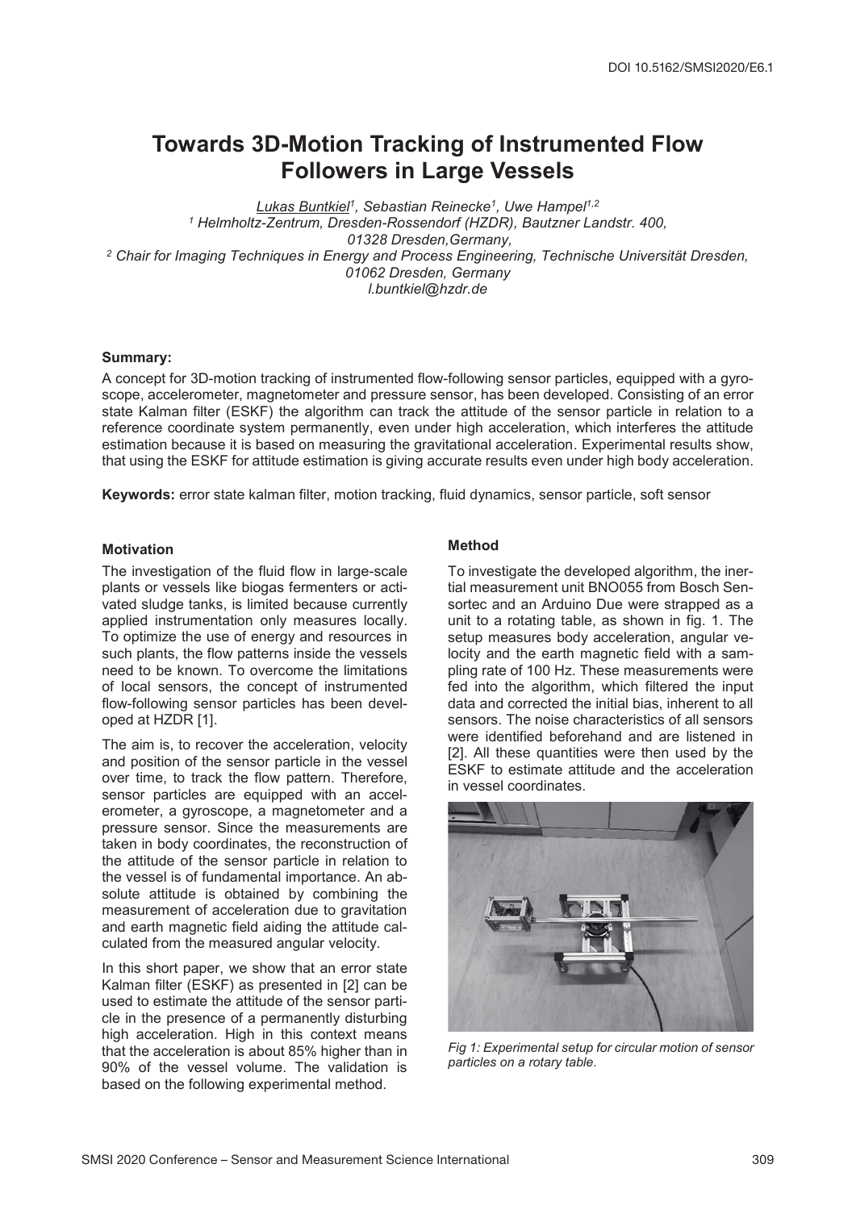DOI 10.5162/SMSI2020/E6.1

# Towards 3D-Motion Tracking of Instrumented Flow Followers in Large Vessels

Lukas Buntkiel[1], Sebastian Reinecke[1], Uwe Hampel[1,2]
[1] Helmholtz-Zentrum, Dresden-Rossendorf (HZDR), Bautzner Landstr. 400, 01328 Dresden,Germany,
[2] Chair for Imaging Techniques in Energy and Process Engineering, Technische Universität Dresden, 01062 Dresden, Germany
l.buntkiel@hzdr.de

**Summary:**

A concept for 3D-motion tracking of instrumented flow-following sensor particles, equipped with a gyroscope, accelerometer, magnetometer and pressure sensor, has been developed. Consisting of an error state Kalman filter (ESKF) the algorithm can track the attitude of the sensor particle in relation to a reference coordinate system permanently, even under high acceleration, which interferes the attitude estimation because it is based on measuring the gravitational acceleration. Experimental results show, that using the ESKF for attitude estimation is giving accurate results even under high body acceleration.

**Keywords:** error state kalman filter, motion tracking, fluid dynamics, sensor particle, soft sensor

## Motivation

The investigation of the fluid flow in large-scale plants or vessels like biogas fermenters or activated sludge tanks, is limited because currently applied instrumentation only measures locally. To optimize the use of energy and resources in such plants, the flow patterns inside the vessels need to be known. To overcome the limitations of local sensors, the concept of instrumented flow-following sensor particles has been developed at HZDR [1].

The aim is, to recover the acceleration, velocity and position of the sensor particle in the vessel over time, to track the flow pattern. Therefore, sensor particles are equipped with an accelerometer, a gyroscope, a magnetometer and a pressure sensor. Since the measurements are taken in body coordinates, the reconstruction of the attitude of the sensor particle in relation to the vessel is of fundamental importance. An absolute attitude is obtained by combining the measurement of acceleration due to gravitation and earth magnetic field aiding the attitude calculated from the measured angular velocity.

In this short paper, we show that an error state Kalman filter (ESKF) as presented in [2] can be used to estimate the attitude of the sensor particle in the presence of a permanently disturbing high acceleration. High in this context means that the acceleration is about 85% higher than in 90% of the vessel volume. The validation is based on the following experimental method.

## Method

To investigate the developed algorithm, the inertial measurement unit BNO055 from Bosch Sensortec and an Arduino Due were strapped as a unit to a rotating table, as shown in fig. 1. The setup measures body acceleration, angular velocity and the earth magnetic field with a sampling rate of 100 Hz. These measurements were fed into the algorithm, which filtered the input data and corrected the initial bias, inherent to all sensors. The noise characteristics of all sensors were identified beforehand and are listened in [2]. All these quantities were then used by the ESKF to estimate attitude and the acceleration in vessel coordinates.

*Fig 1: Experimental setup for circular motion of sensor particles on a rotary table.*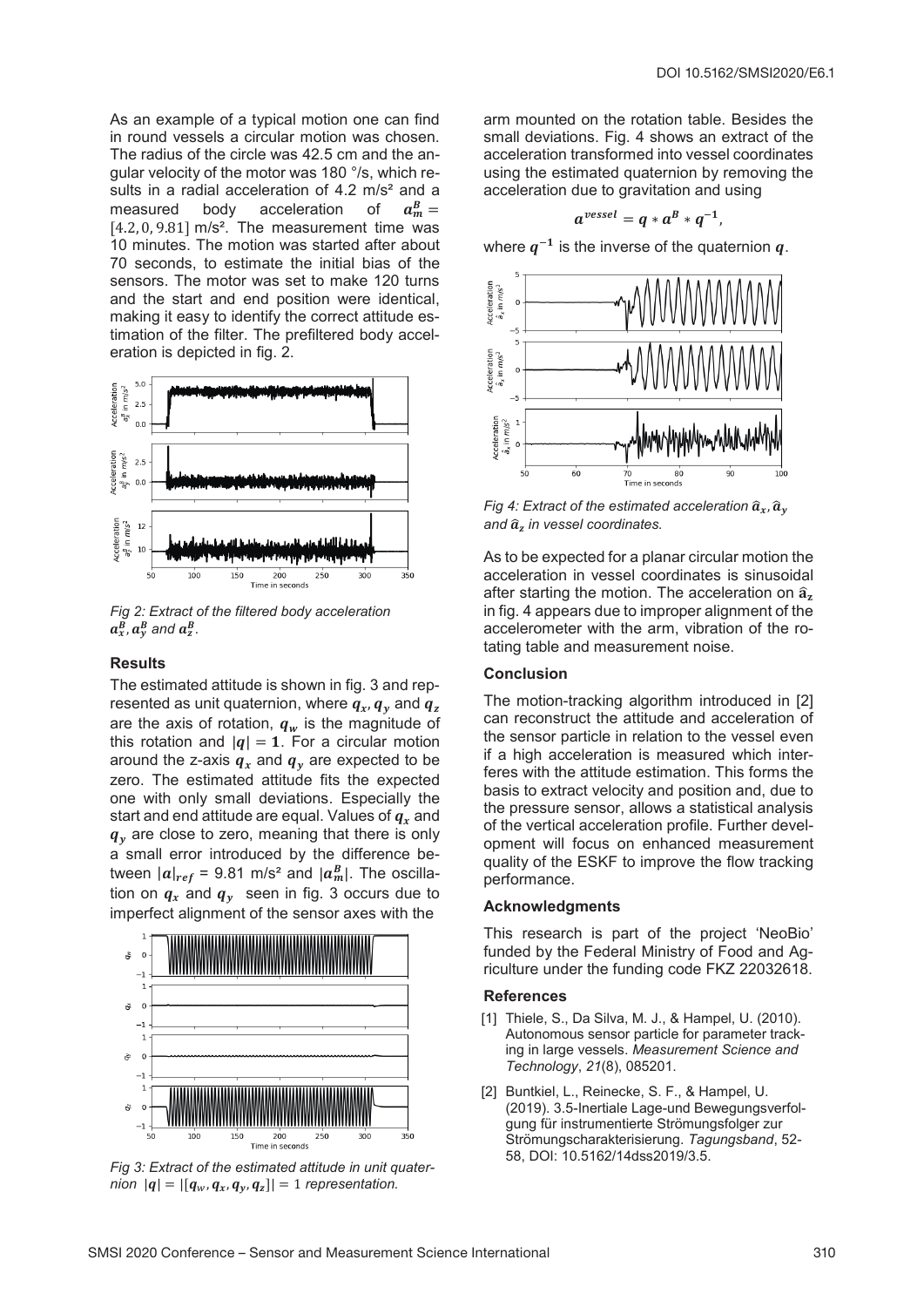As an example of a typical motion one can find in round vessels a circular motion was chosen. The radius of the circle was 42.5 cm and the angular velocity of the motor was 180 °/s, which results in a radial acceleration of 4.2 m/s² and a measured body acceleration of $a_m^B = [4.2, 0, 9.81]$ m/s². The measurement time was 10 minutes. The motion was started after about 70 seconds, to estimate the initial bias of the sensors. The motor was set to make 120 turns and the start and end position were identical, making it easy to identify the correct attitude estimation of the filter. The prefiltered body acceleration is depicted in fig. 2.

Acceleration $a_x^B$ in $m/s^2$
Acceleration $a_y^B$ in $m/s^2$
Acceleration $a_z^B$ in $m/s^2$
Time in seconds

*Fig 2: Extract of the filtered body acceleration $a_x^B$, $a_y^B$ and $a_z^B$.*

## Results

The estimated attitude is shown in fig. 3 and represented as unit quaternion, where $q_x$, $q_y$ and $q_z$ are the axis of rotation, $q_w$ is the magnitude of this rotation and $|q| = 1$. For a circular motion around the z-axis $q_x$ and $q_y$ are expected to be zero. The estimated attitude fits the expected one with only small deviations. Especially the start and end attitude are equal. Values of $q_x$ and $q_y$ are close to zero, meaning that there is only a small error introduced by the difference between $|a|_{ref}$ = 9.81 m/s² and $|a_m^B|$. The oscillation on $q_x$ and $q_y$ seen in fig. 3 occurs due to imperfect alignment of the sensor axes with the arm mounted on the rotation table. Besides the small deviations. Fig. 4 shows an extract of the acceleration transformed into vessel coordinates using the estimated quaternion by removing the acceleration due to gravitation and using

$$a^{vessel} = q * a^B * q^{-1},$$

where $q^{-1}$ is the inverse of the quaternion $q$.

$q_w$
$q_x$
$q_y$
$q_z$
Time in seconds

*Fig 3: Extract of the estimated attitude in unit quaternion $|q| = |[q_w, q_x, q_y, q_z]| = 1$ representation.*

Acceleration $\hat{a}_x$ in $m/s^2$
Acceleration $\hat{a}_y$ in $m/s^2$
Acceleration $\hat{a}_z$ in $m/s^2$
Time in seconds

*Fig 4: Extract of the estimated acceleration $\hat{a}_x$, $\hat{a}_y$ and $\hat{a}_z$ in vessel coordinates.*

As to be expected for a planar circular motion the acceleration in vessel coordinates is sinusoidal after starting the motion. The acceleration on $\hat{a}_z$ in fig. 4 appears due to improper alignment of the accelerometer with the arm, vibration of the rotating table and measurement noise.

## Conclusion

The motion-tracking algorithm introduced in [2] can reconstruct the attitude and acceleration of the sensor particle in relation to the vessel even if a high acceleration is measured which interferes with the attitude estimation. This forms the basis to extract velocity and position and, due to the pressure sensor, allows a statistical analysis of the vertical acceleration profile. Further development will focus on enhanced measurement quality of the ESKF to improve the flow tracking performance.

## Acknowledgments

This research is part of the project 'NeoBio' funded by the Federal Ministry of Food and Agriculture under the funding code FKZ 22032618.

## References

[1] Thiele, S., Da Silva, M. J., & Hampel, U. (2010). Autonomous sensor particle for parameter tracking in large vessels. *Measurement Science and Technology*, *21*(8), 085201.

[2] Buntkiel, L., Reinecke, S. F., & Hampel, U. (2019). 3.5-Inertiale Lage-und Bewegungsverfolgung für instrumentierte Strömungsfolger zur Strömungscharakterisierung. *Tagungsband*, 52-58, DOI: 10.5162/14dss2019/3.5.